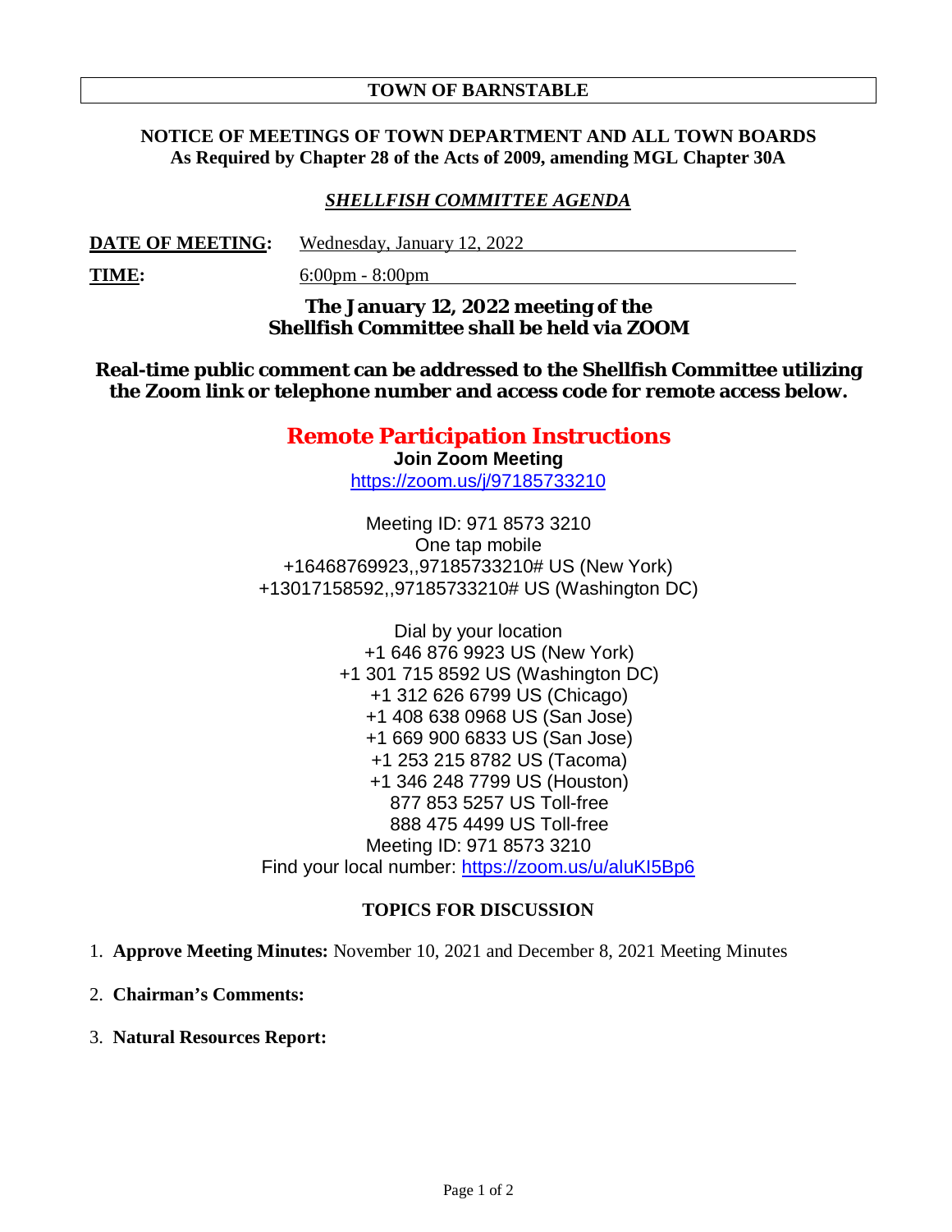**TOWN OF BARNSTABLE**

**NOTICE OF MEETINGS OF TOWN DEPARTMENT AND ALL TOWN BOARDS**
**As Required by Chapter 28 of the Acts of 2009, amending MGL Chapter 30A**

## *SHELLFISH COMMITTEE AGENDA*

**DATE OF MEETING:** Wednesday, January 12, 2022

**TIME:** 6:00pm - 8:00pm

**The January 12, 2022 meeting of the Shellfish Committee shall be held via ZOOM**

**Real-time public comment can be addressed to the Shellfish Committee utilizing the Zoom link or telephone number and access code for remote access below.**

## Remote Participation Instructions

**Join Zoom Meeting**
https://zoom.us/j/97185733210

Meeting ID: 971 8573 3210
One tap mobile
+16468769923,,97185733210# US (New York)
+13017158592,,97185733210# US (Washington DC)

Dial by your location
+1 646 876 9923 US (New York)
+1 301 715 8592 US (Washington DC)
+1 312 626 6799 US (Chicago)
+1 408 638 0968 US (San Jose)
+1 669 900 6833 US (San Jose)
+1 253 215 8782 US (Tacoma)
+1 346 248 7799 US (Houston)
877 853 5257 US Toll-free
888 475 4499 US Toll-free
Meeting ID: 971 8573 3210
Find your local number: https://zoom.us/u/aluKI5Bp6

**TOPICS FOR DISCUSSION**

1. **Approve Meeting Minutes:** November 10, 2021 and December 8, 2021 Meeting Minutes
2. **Chairman's Comments:**
3. **Natural Resources Report:**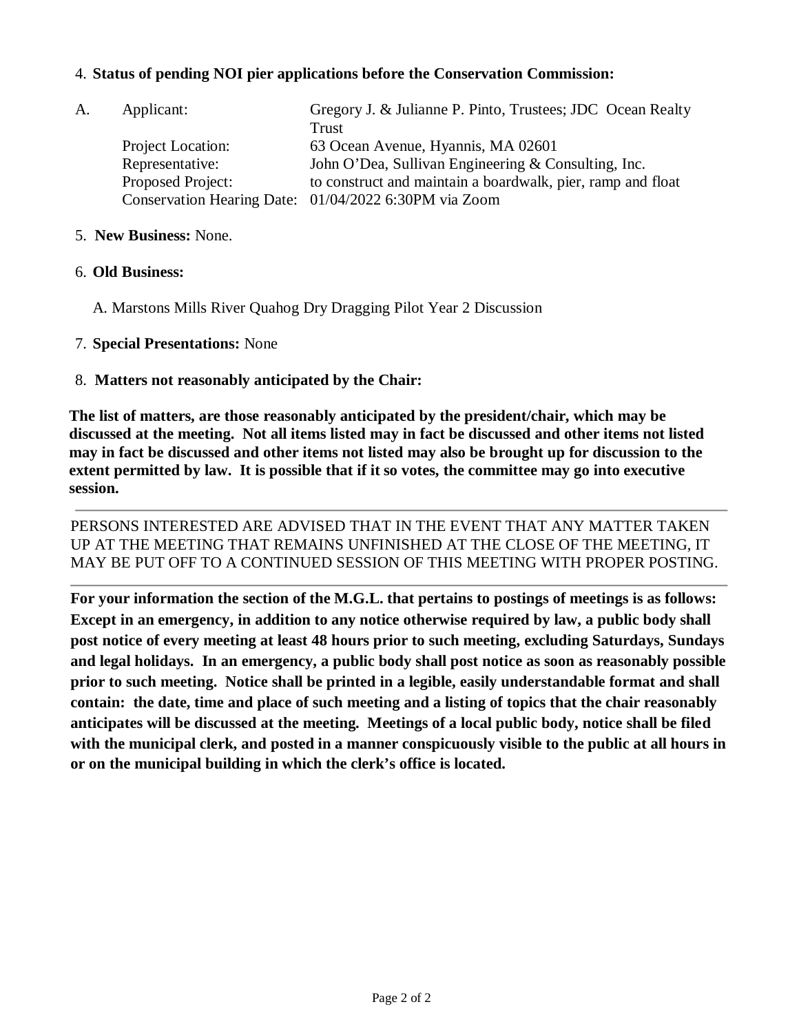4. **Status of pending NOI pier applications before the Conservation Commission:**

A. Applicant: Gregory J. & Julianne P. Pinto, Trustees; JDC Ocean Realty Trust
Project Location: 63 Ocean Avenue, Hyannis, MA 02601
Representative: John O'Dea, Sullivan Engineering & Consulting, Inc.
Proposed Project: to construct and maintain a boardwalk, pier, ramp and float
Conservation Hearing Date: 01/04/2022 6:30PM via Zoom

5. **New Business:** None.

6. **Old Business:**

   A. Marstons Mills River Quahog Dry Dragging Pilot Year 2 Discussion

7. **Special Presentations:** None

8. **Matters not reasonably anticipated by the Chair:**

**The list of matters, are those reasonably anticipated by the president/chair, which may be discussed at the meeting. Not all items listed may in fact be discussed and other items not listed may in fact be discussed and other items not listed may also be brought up for discussion to the extent permitted by law. It is possible that if it so votes, the committee may go into executive session.**

---

PERSONS INTERESTED ARE ADVISED THAT IN THE EVENT THAT ANY MATTER TAKEN UP AT THE MEETING THAT REMAINS UNFINISHED AT THE CLOSE OF THE MEETING, IT MAY BE PUT OFF TO A CONTINUED SESSION OF THIS MEETING WITH PROPER POSTING.

---

**For your information the section of the M.G.L. that pertains to postings of meetings is as follows: Except in an emergency, in addition to any notice otherwise required by law, a public body shall post notice of every meeting at least 48 hours prior to such meeting, excluding Saturdays, Sundays and legal holidays. In an emergency, a public body shall post notice as soon as reasonably possible prior to such meeting. Notice shall be printed in a legible, easily understandable format and shall contain: the date, time and place of such meeting and a listing of topics that the chair reasonably anticipates will be discussed at the meeting. Meetings of a local public body, notice shall be filed with the municipal clerk, and posted in a manner conspicuously visible to the public at all hours in or on the municipal building in which the clerk's office is located.**